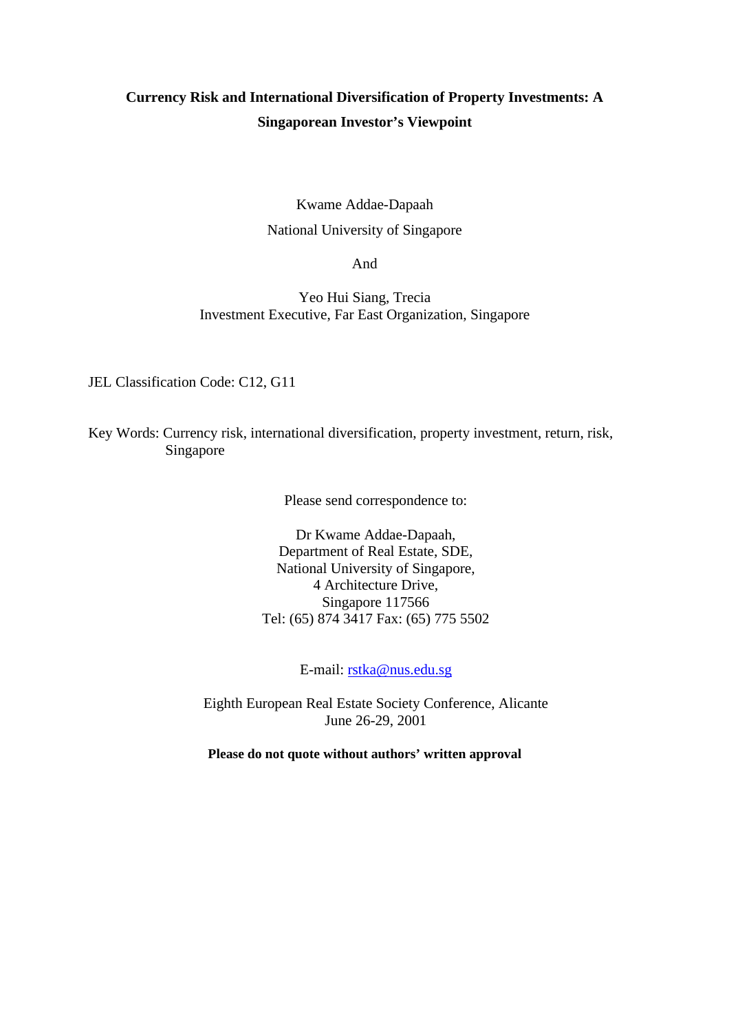# Currency Risk and International Diversification of Property Investments: A Singaporean Investor's Viewpoint

Kwame Addae-Dapaah

National University of Singapore

And

Yeo Hui Siang, Trecia

Investment Executive, Far East Organization, Singapore

JEL Classification Code: C12, G11

Key Words: Currency risk, international diversification, property investment, return, risk, Singapore

Please send correspondence to:

Dr Kwame Addae-Dapaah,
Department of Real Estate, SDE,
National University of Singapore,
4 Architecture Drive,
Singapore 117566
Tel: (65) 874 3417 Fax: (65) 775 5502

E-mail: rstka@nus.edu.sg

Eighth European Real Estate Society Conference, Alicante
June 26-29, 2001

**Please do not quote without authors' written approval**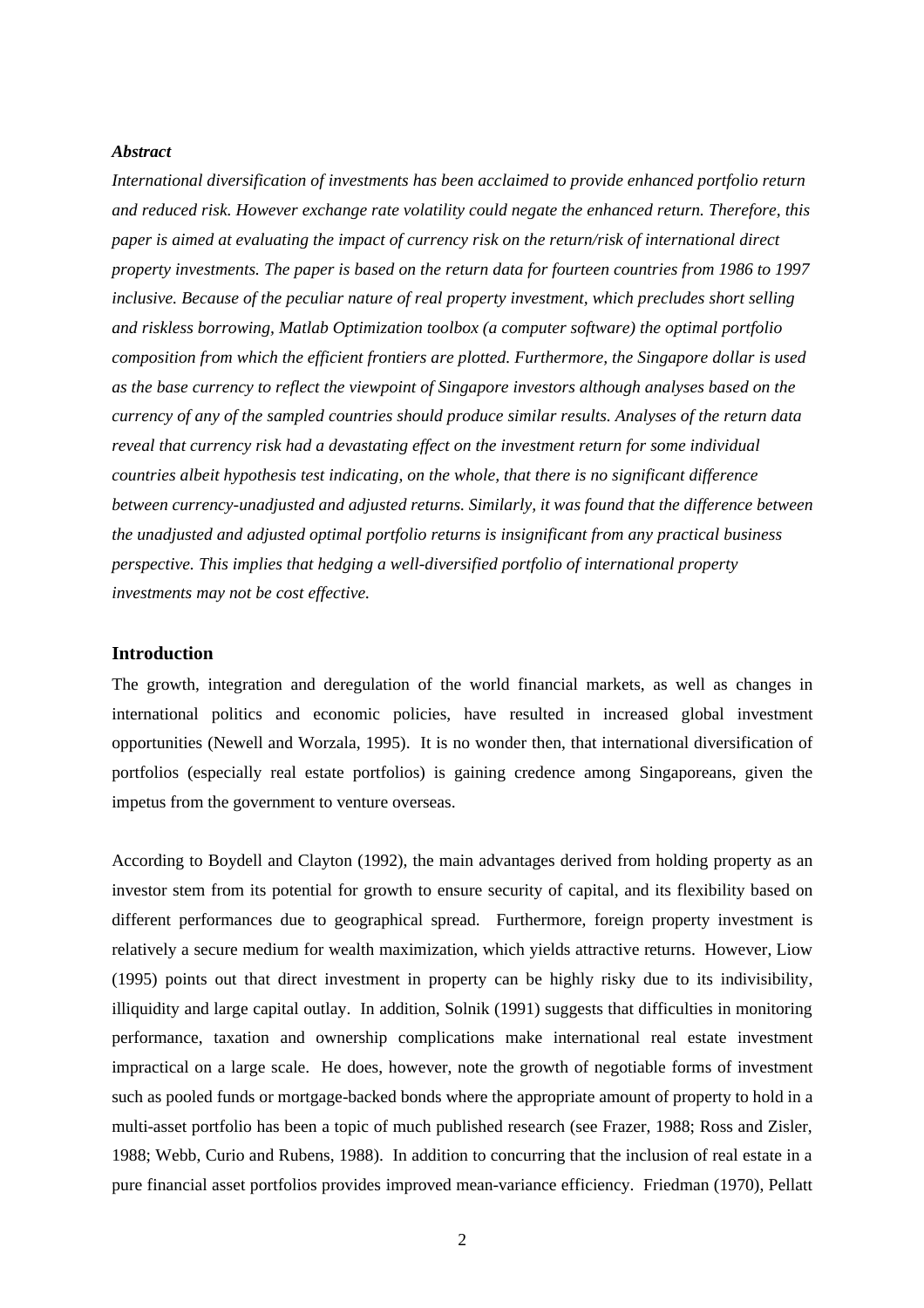***Abstract***

*International diversification of investments has been acclaimed to provide enhanced portfolio return and reduced risk. However exchange rate volatility could negate the enhanced return. Therefore, this paper is aimed at evaluating the impact of currency risk on the return/risk of international direct property investments. The paper is based on the return data for fourteen countries from 1986 to 1997 inclusive. Because of the peculiar nature of real property investment, which precludes short selling and riskless borrowing, Matlab Optimization toolbox (a computer software) the optimal portfolio composition from which the efficient frontiers are plotted. Furthermore, the Singapore dollar is used as the base currency to reflect the viewpoint of Singapore investors although analyses based on the currency of any of the sampled countries should produce similar results. Analyses of the return data reveal that currency risk had a devastating effect on the investment return for some individual countries albeit hypothesis test indicating, on the whole, that there is no significant difference between currency-unadjusted and adjusted returns. Similarly, it was found that the difference between the unadjusted and adjusted optimal portfolio returns is insignificant from any practical business perspective. This implies that hedging a well-diversified portfolio of international property investments may not be cost effective.*

## Introduction

The growth, integration and deregulation of the world financial markets, as well as changes in international politics and economic policies, have resulted in increased global investment opportunities (Newell and Worzala, 1995). It is no wonder then, that international diversification of portfolios (especially real estate portfolios) is gaining credence among Singaporeans, given the impetus from the government to venture overseas.

According to Boydell and Clayton (1992), the main advantages derived from holding property as an investor stem from its potential for growth to ensure security of capital, and its flexibility based on different performances due to geographical spread. Furthermore, foreign property investment is relatively a secure medium for wealth maximization, which yields attractive returns. However, Liow (1995) points out that direct investment in property can be highly risky due to its indivisibility, illiquidity and large capital outlay. In addition, Solnik (1991) suggests that difficulties in monitoring performance, taxation and ownership complications make international real estate investment impractical on a large scale. He does, however, note the growth of negotiable forms of investment such as pooled funds or mortgage-backed bonds where the appropriate amount of property to hold in a multi-asset portfolio has been a topic of much published research (see Frazer, 1988; Ross and Zisler, 1988; Webb, Curio and Rubens, 1988). In addition to concurring that the inclusion of real estate in a pure financial asset portfolios provides improved mean-variance efficiency. Friedman (1970), Pellatt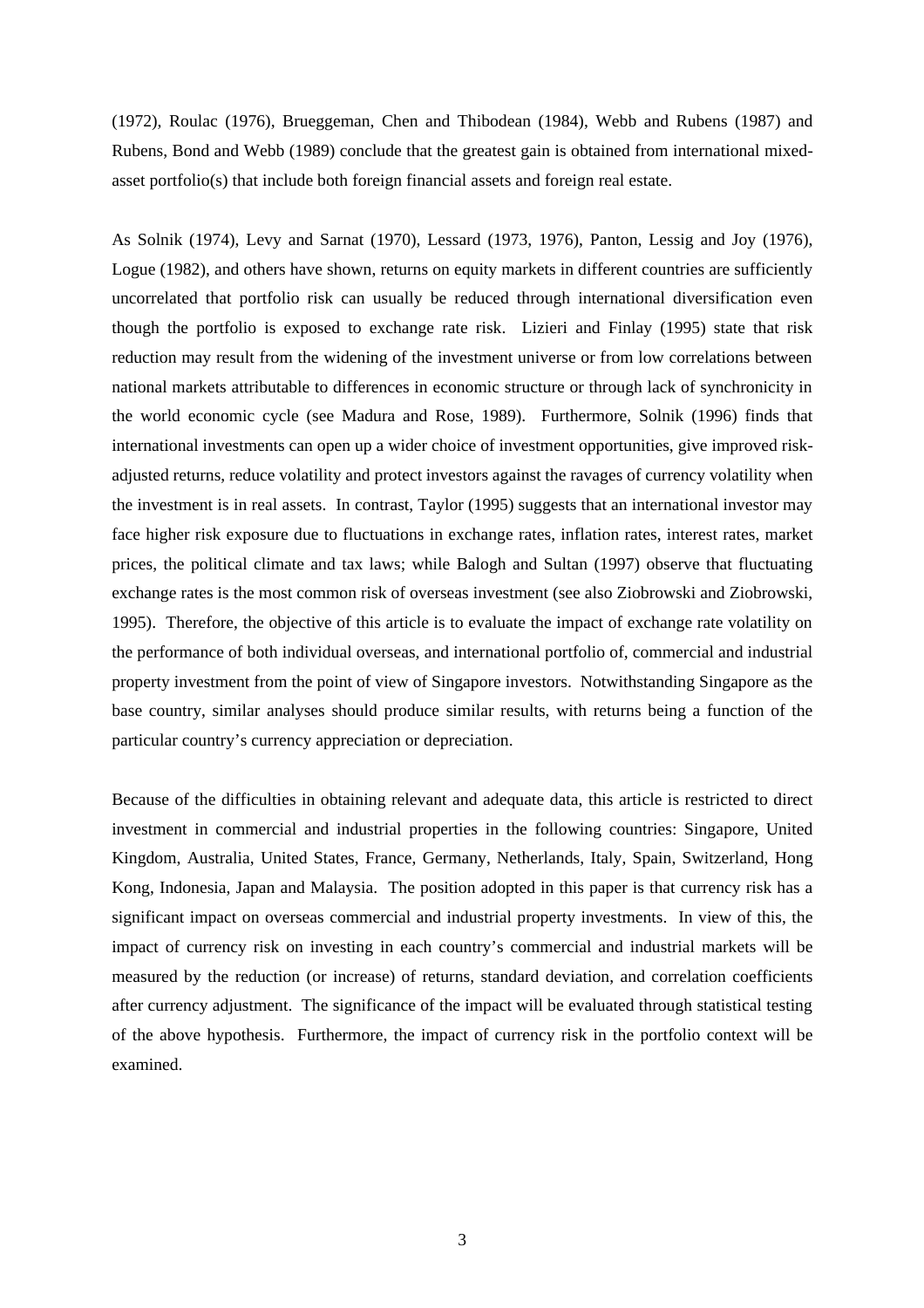(1972), Roulac (1976), Brueggeman, Chen and Thibodean (1984), Webb and Rubens (1987) and Rubens, Bond and Webb (1989) conclude that the greatest gain is obtained from international mixed-asset portfolio(s) that include both foreign financial assets and foreign real estate.

As Solnik (1974), Levy and Sarnat (1970), Lessard (1973, 1976), Panton, Lessig and Joy (1976), Logue (1982), and others have shown, returns on equity markets in different countries are sufficiently uncorrelated that portfolio risk can usually be reduced through international diversification even though the portfolio is exposed to exchange rate risk. Lizieri and Finlay (1995) state that risk reduction may result from the widening of the investment universe or from low correlations between national markets attributable to differences in economic structure or through lack of synchronicity in the world economic cycle (see Madura and Rose, 1989). Furthermore, Solnik (1996) finds that international investments can open up a wider choice of investment opportunities, give improved risk-adjusted returns, reduce volatility and protect investors against the ravages of currency volatility when the investment is in real assets. In contrast, Taylor (1995) suggests that an international investor may face higher risk exposure due to fluctuations in exchange rates, inflation rates, interest rates, market prices, the political climate and tax laws; while Balogh and Sultan (1997) observe that fluctuating exchange rates is the most common risk of overseas investment (see also Ziobrowski and Ziobrowski, 1995). Therefore, the objective of this article is to evaluate the impact of exchange rate volatility on the performance of both individual overseas, and international portfolio of, commercial and industrial property investment from the point of view of Singapore investors. Notwithstanding Singapore as the base country, similar analyses should produce similar results, with returns being a function of the particular country's currency appreciation or depreciation.

Because of the difficulties in obtaining relevant and adequate data, this article is restricted to direct investment in commercial and industrial properties in the following countries: Singapore, United Kingdom, Australia, United States, France, Germany, Netherlands, Italy, Spain, Switzerland, Hong Kong, Indonesia, Japan and Malaysia. The position adopted in this paper is that currency risk has a significant impact on overseas commercial and industrial property investments. In view of this, the impact of currency risk on investing in each country's commercial and industrial markets will be measured by the reduction (or increase) of returns, standard deviation, and correlation coefficients after currency adjustment. The significance of the impact will be evaluated through statistical testing of the above hypothesis. Furthermore, the impact of currency risk in the portfolio context will be examined.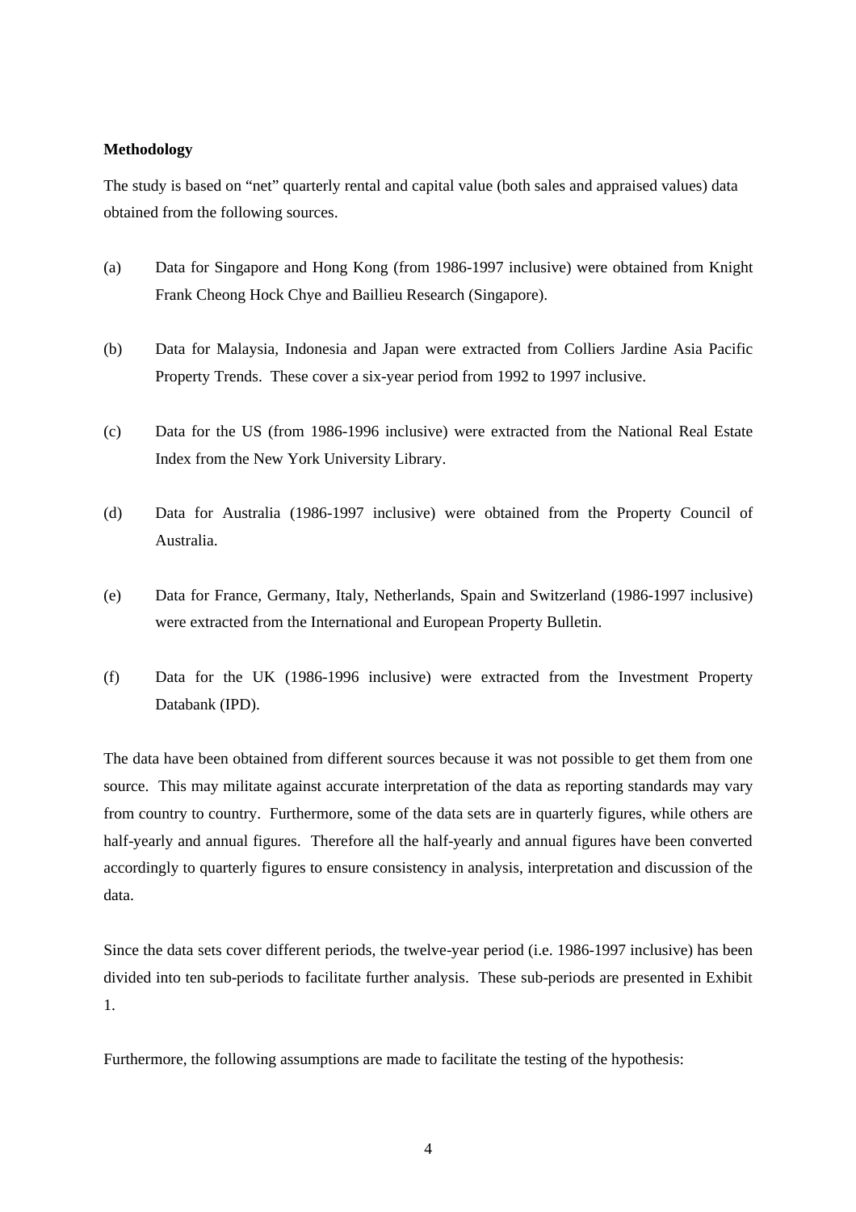**Methodology**

The study is based on "net" quarterly rental and capital value (both sales and appraised values) data obtained from the following sources.

(a) Data for Singapore and Hong Kong (from 1986-1997 inclusive) were obtained from Knight Frank Cheong Hock Chye and Baillieu Research (Singapore).

(b) Data for Malaysia, Indonesia and Japan were extracted from Colliers Jardine Asia Pacific Property Trends. These cover a six-year period from 1992 to 1997 inclusive.

(c) Data for the US (from 1986-1996 inclusive) were extracted from the National Real Estate Index from the New York University Library.

(d) Data for Australia (1986-1997 inclusive) were obtained from the Property Council of Australia.

(e) Data for France, Germany, Italy, Netherlands, Spain and Switzerland (1986-1997 inclusive) were extracted from the International and European Property Bulletin.

(f) Data for the UK (1986-1996 inclusive) were extracted from the Investment Property Databank (IPD).

The data have been obtained from different sources because it was not possible to get them from one source. This may militate against accurate interpretation of the data as reporting standards may vary from country to country. Furthermore, some of the data sets are in quarterly figures, while others are half-yearly and annual figures. Therefore all the half-yearly and annual figures have been converted accordingly to quarterly figures to ensure consistency in analysis, interpretation and discussion of the data.

Since the data sets cover different periods, the twelve-year period (i.e. 1986-1997 inclusive) has been divided into ten sub-periods to facilitate further analysis. These sub-periods are presented in Exhibit 1.

Furthermore, the following assumptions are made to facilitate the testing of the hypothesis: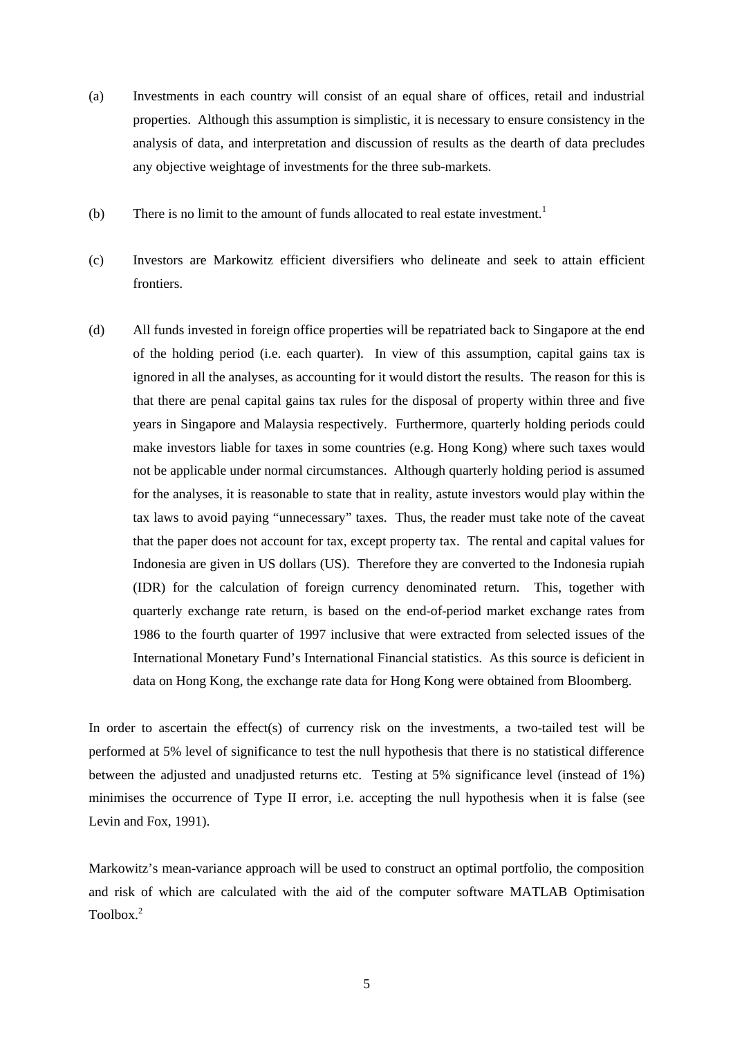(a) Investments in each country will consist of an equal share of offices, retail and industrial properties. Although this assumption is simplistic, it is necessary to ensure consistency in the analysis of data, and interpretation and discussion of results as the dearth of data precludes any objective weightage of investments for the three sub-markets.

(b) There is no limit to the amount of funds allocated to real estate investment.[1]

(c) Investors are Markowitz efficient diversifiers who delineate and seek to attain efficient frontiers.

(d) All funds invested in foreign office properties will be repatriated back to Singapore at the end of the holding period (i.e. each quarter). In view of this assumption, capital gains tax is ignored in all the analyses, as accounting for it would distort the results. The reason for this is that there are penal capital gains tax rules for the disposal of property within three and five years in Singapore and Malaysia respectively. Furthermore, quarterly holding periods could make investors liable for taxes in some countries (e.g. Hong Kong) where such taxes would not be applicable under normal circumstances. Although quarterly holding period is assumed for the analyses, it is reasonable to state that in reality, astute investors would play within the tax laws to avoid paying "unnecessary" taxes. Thus, the reader must take note of the caveat that the paper does not account for tax, except property tax. The rental and capital values for Indonesia are given in US dollars (US). Therefore they are converted to the Indonesia rupiah (IDR) for the calculation of foreign currency denominated return. This, together with quarterly exchange rate return, is based on the end-of-period market exchange rates from 1986 to the fourth quarter of 1997 inclusive that were extracted from selected issues of the International Monetary Fund's International Financial statistics. As this source is deficient in data on Hong Kong, the exchange rate data for Hong Kong were obtained from Bloomberg.

In order to ascertain the effect(s) of currency risk on the investments, a two-tailed test will be performed at 5% level of significance to test the null hypothesis that there is no statistical difference between the adjusted and unadjusted returns etc. Testing at 5% significance level (instead of 1%) minimises the occurrence of Type II error, i.e. accepting the null hypothesis when it is false (see Levin and Fox, 1991).

Markowitz's mean-variance approach will be used to construct an optimal portfolio, the composition and risk of which are calculated with the aid of the computer software MATLAB Optimisation Toolbox.[2]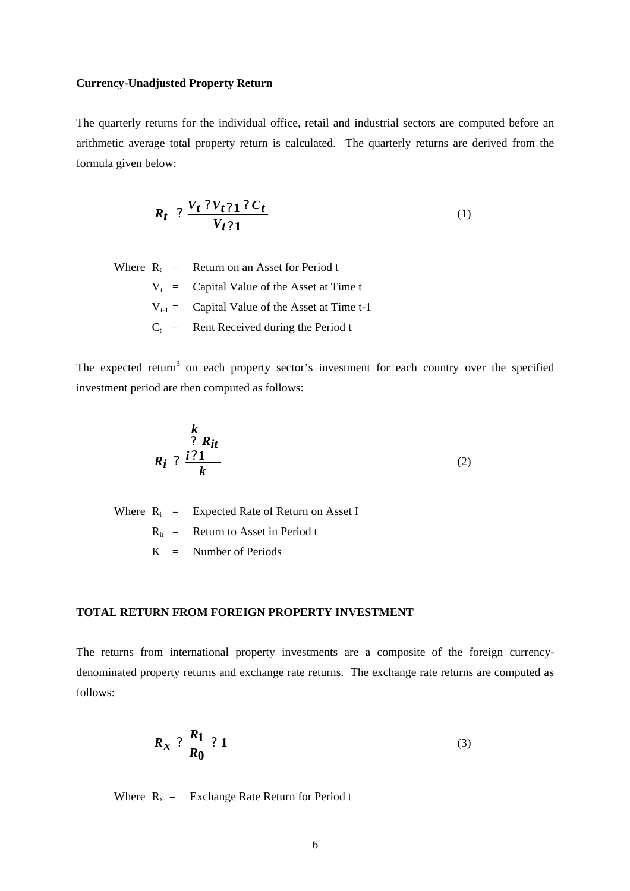**Currency-Unadjusted Property Return**

The quarterly returns for the individual office, retail and industrial sectors are computed before an arithmetic average total property return is calculated. The quarterly returns are derived from the formula given below:

$$R_t = \frac{V_t - V_{t-1} + C_t}{V_{t-1}} \tag{1}$$

Where $R_t$ = Return on an Asset for Period t

$V_t$ = Capital Value of the Asset at Time t

$V_{t-1}$ = Capital Value of the Asset at Time t-1

$C_t$ = Rent Received during the Period t

The expected return[3] on each property sector's investment for each country over the specified investment period are then computed as follows:

$$R_i = \frac{\sum_{i=1}^{k} R_{it}}{k} \tag{2}$$

Where $R_i$ = Expected Rate of Return on Asset I

$R_{it}$ = Return to Asset in Period t

K = Number of Periods

**TOTAL RETURN FROM FOREIGN PROPERTY INVESTMENT**

The returns from international property investments are a composite of the foreign currency-denominated property returns and exchange rate returns. The exchange rate returns are computed as follows:

$$R_X = \frac{R_1}{R_0} - 1 \tag{3}$$

Where $R_x$ = Exchange Rate Return for Period t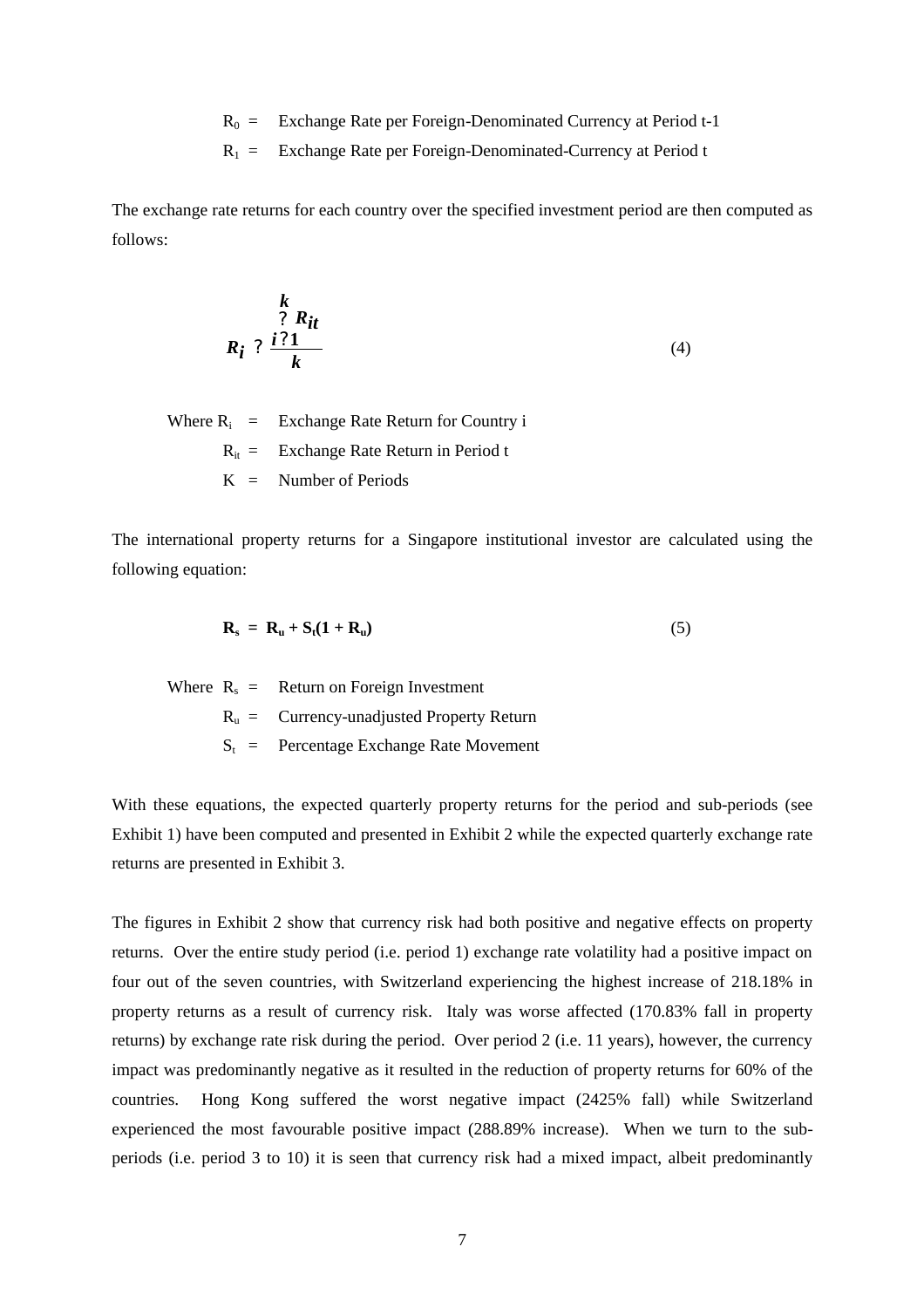$R_0$ = Exchange Rate per Foreign-Denominated Currency at Period t-1

$R_1$ = Exchange Rate per Foreign-Denominated-Currency at Period t

The exchange rate returns for each country over the specified investment period are then computed as follows:

$$R_i = \frac{\sum_{i=1}^{k} R_{it}}{k} \tag{4}$$

Where $R_i$ = Exchange Rate Return for Country i

$R_{it}$ = Exchange Rate Return in Period t

K = Number of Periods

The international property returns for a Singapore institutional investor are calculated using the following equation:

$$\mathbf{R_s = R_u + S_t(1 + R_u)} \tag{5}$$

Where $R_s$ = Return on Foreign Investment

$R_u$ = Currency-unadjusted Property Return

$S_t$ = Percentage Exchange Rate Movement

With these equations, the expected quarterly property returns for the period and sub-periods (see Exhibit 1) have been computed and presented in Exhibit 2 while the expected quarterly exchange rate returns are presented in Exhibit 3.

The figures in Exhibit 2 show that currency risk had both positive and negative effects on property returns. Over the entire study period (i.e. period 1) exchange rate volatility had a positive impact on four out of the seven countries, with Switzerland experiencing the highest increase of 218.18% in property returns as a result of currency risk. Italy was worse affected (170.83% fall in property returns) by exchange rate risk during the period. Over period 2 (i.e. 11 years), however, the currency impact was predominantly negative as it resulted in the reduction of property returns for 60% of the countries. Hong Kong suffered the worst negative impact (2425% fall) while Switzerland experienced the most favourable positive impact (288.89% increase). When we turn to the sub-periods (i.e. period 3 to 10) it is seen that currency risk had a mixed impact, albeit predominantly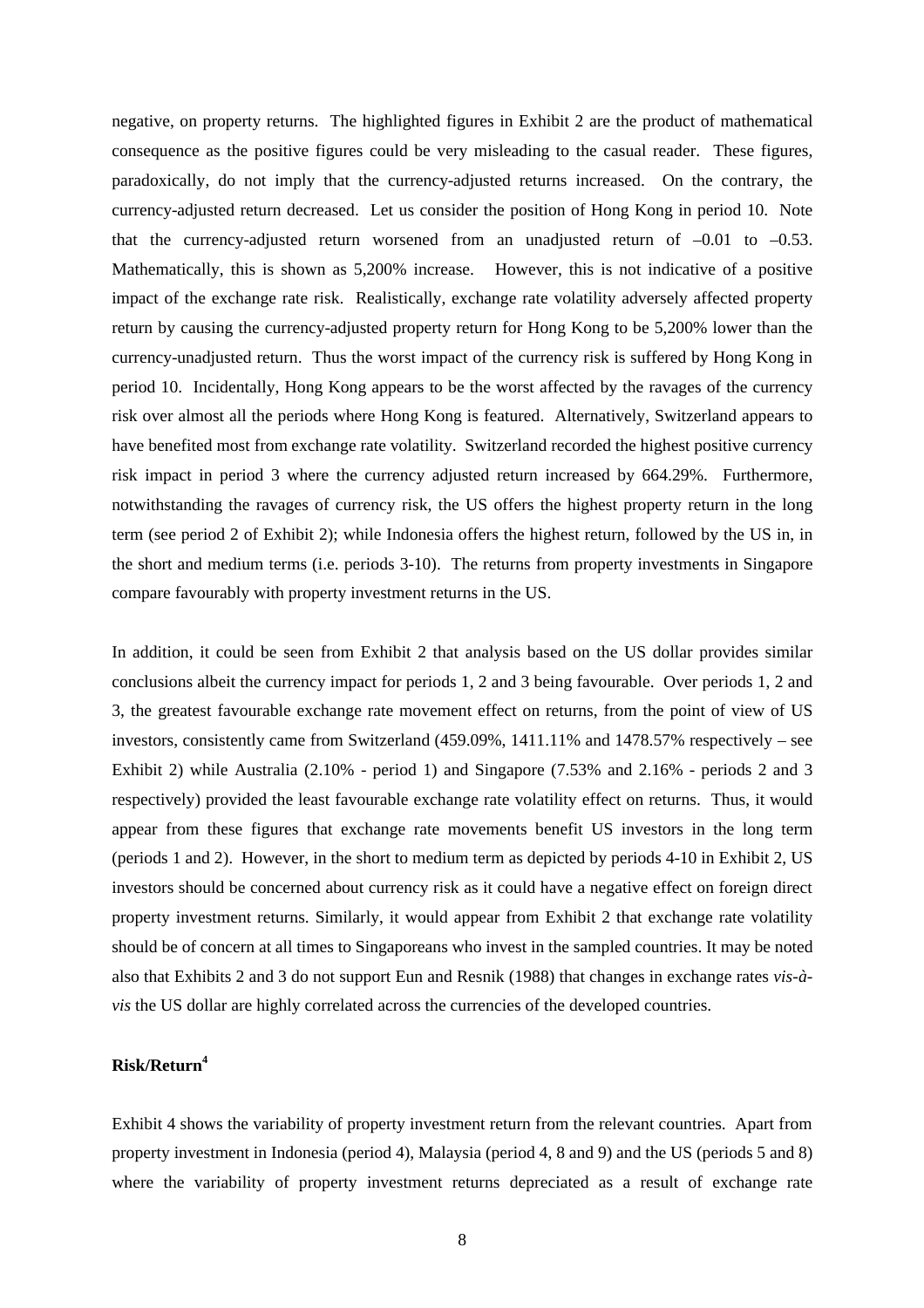negative, on property returns. The highlighted figures in Exhibit 2 are the product of mathematical consequence as the positive figures could be very misleading to the casual reader. These figures, paradoxically, do not imply that the currency-adjusted returns increased. On the contrary, the currency-adjusted return decreased. Let us consider the position of Hong Kong in period 10. Note that the currency-adjusted return worsened from an unadjusted return of –0.01 to –0.53. Mathematically, this is shown as 5,200% increase. However, this is not indicative of a positive impact of the exchange rate risk. Realistically, exchange rate volatility adversely affected property return by causing the currency-adjusted property return for Hong Kong to be 5,200% lower than the currency-unadjusted return. Thus the worst impact of the currency risk is suffered by Hong Kong in period 10. Incidentally, Hong Kong appears to be the worst affected by the ravages of the currency risk over almost all the periods where Hong Kong is featured. Alternatively, Switzerland appears to have benefited most from exchange rate volatility. Switzerland recorded the highest positive currency risk impact in period 3 where the currency adjusted return increased by 664.29%. Furthermore, notwithstanding the ravages of currency risk, the US offers the highest property return in the long term (see period 2 of Exhibit 2); while Indonesia offers the highest return, followed by the US in, in the short and medium terms (i.e. periods 3-10). The returns from property investments in Singapore compare favourably with property investment returns in the US.

In addition, it could be seen from Exhibit 2 that analysis based on the US dollar provides similar conclusions albeit the currency impact for periods 1, 2 and 3 being favourable. Over periods 1, 2 and 3, the greatest favourable exchange rate movement effect on returns, from the point of view of US investors, consistently came from Switzerland (459.09%, 1411.11% and 1478.57% respectively – see Exhibit 2) while Australia (2.10% - period 1) and Singapore (7.53% and 2.16% - periods 2 and 3 respectively) provided the least favourable exchange rate volatility effect on returns. Thus, it would appear from these figures that exchange rate movements benefit US investors in the long term (periods 1 and 2). However, in the short to medium term as depicted by periods 4-10 in Exhibit 2, US investors should be concerned about currency risk as it could have a negative effect on foreign direct property investment returns. Similarly, it would appear from Exhibit 2 that exchange rate volatility should be of concern at all times to Singaporeans who invest in the sampled countries. It may be noted also that Exhibits 2 and 3 do not support Eun and Resnik (1988) that changes in exchange rates *vis-à-vis* the US dollar are highly correlated across the currencies of the developed countries.

**Risk/Return**[4]

Exhibit 4 shows the variability of property investment return from the relevant countries. Apart from property investment in Indonesia (period 4), Malaysia (period 4, 8 and 9) and the US (periods 5 and 8) where the variability of property investment returns depreciated as a result of exchange rate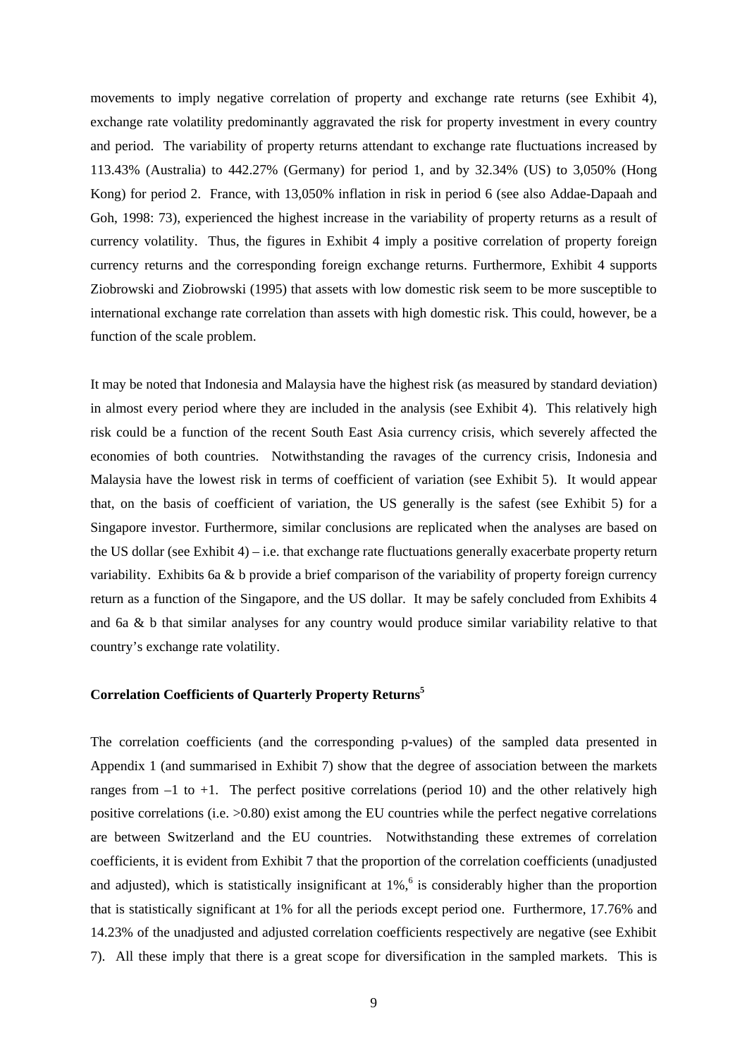movements to imply negative correlation of property and exchange rate returns (see Exhibit 4), exchange rate volatility predominantly aggravated the risk for property investment in every country and period. The variability of property returns attendant to exchange rate fluctuations increased by 113.43% (Australia) to 442.27% (Germany) for period 1, and by 32.34% (US) to 3,050% (Hong Kong) for period 2. France, with 13,050% inflation in risk in period 6 (see also Addae-Dapaah and Goh, 1998: 73), experienced the highest increase in the variability of property returns as a result of currency volatility. Thus, the figures in Exhibit 4 imply a positive correlation of property foreign currency returns and the corresponding foreign exchange returns. Furthermore, Exhibit 4 supports Ziobrowski and Ziobrowski (1995) that assets with low domestic risk seem to be more susceptible to international exchange rate correlation than assets with high domestic risk. This could, however, be a function of the scale problem.

It may be noted that Indonesia and Malaysia have the highest risk (as measured by standard deviation) in almost every period where they are included in the analysis (see Exhibit 4). This relatively high risk could be a function of the recent South East Asia currency crisis, which severely affected the economies of both countries. Notwithstanding the ravages of the currency crisis, Indonesia and Malaysia have the lowest risk in terms of coefficient of variation (see Exhibit 5). It would appear that, on the basis of coefficient of variation, the US generally is the safest (see Exhibit 5) for a Singapore investor. Furthermore, similar conclusions are replicated when the analyses are based on the US dollar (see Exhibit 4) – i.e. that exchange rate fluctuations generally exacerbate property return variability. Exhibits 6a & b provide a brief comparison of the variability of property foreign currency return as a function of the Singapore, and the US dollar. It may be safely concluded from Exhibits 4 and 6a & b that similar analyses for any country would produce similar variability relative to that country's exchange rate volatility.

**Correlation Coefficients of Quarterly Property Returns[5]**

The correlation coefficients (and the corresponding p-values) of the sampled data presented in Appendix 1 (and summarised in Exhibit 7) show that the degree of association between the markets ranges from –1 to +1. The perfect positive correlations (period 10) and the other relatively high positive correlations (i.e. >0.80) exist among the EU countries while the perfect negative correlations are between Switzerland and the EU countries. Notwithstanding these extremes of correlation coefficients, it is evident from Exhibit 7 that the proportion of the correlation coefficients (unadjusted and adjusted), which is statistically insignificant at 1%,[6] is considerably higher than the proportion that is statistically significant at 1% for all the periods except period one. Furthermore, 17.76% and 14.23% of the unadjusted and adjusted correlation coefficients respectively are negative (see Exhibit 7). All these imply that there is a great scope for diversification in the sampled markets. This is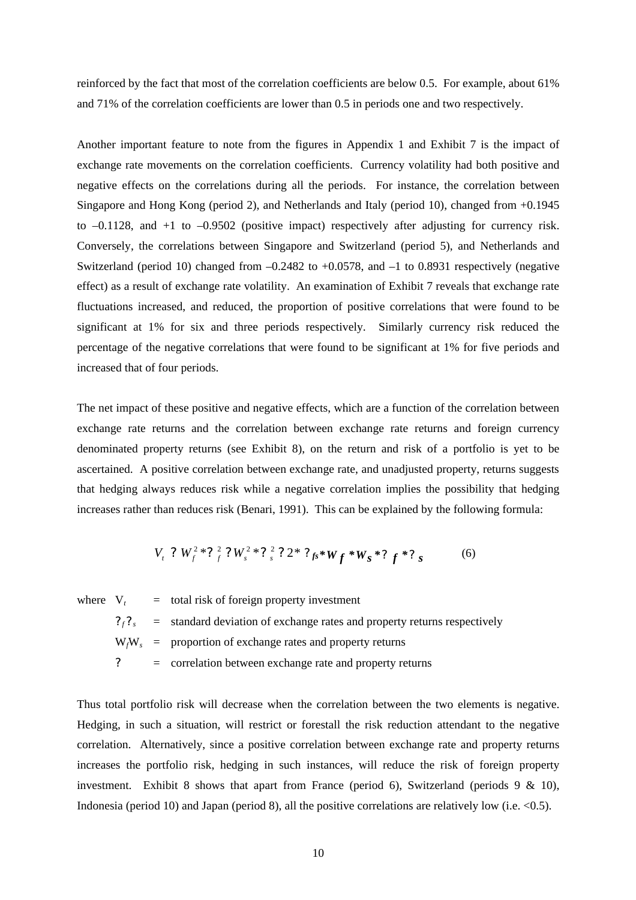reinforced by the fact that most of the correlation coefficients are below 0.5. For example, about 61% and 71% of the correlation coefficients are lower than 0.5 in periods one and two respectively.

Another important feature to note from the figures in Appendix 1 and Exhibit 7 is the impact of exchange rate movements on the correlation coefficients. Currency volatility had both positive and negative effects on the correlations during all the periods. For instance, the correlation between Singapore and Hong Kong (period 2), and Netherlands and Italy (period 10), changed from +0.1945 to –0.1128, and +1 to –0.9502 (positive impact) respectively after adjusting for currency risk. Conversely, the correlations between Singapore and Switzerland (period 5), and Netherlands and Switzerland (period 10) changed from –0.2482 to +0.0578, and –1 to 0.8931 respectively (negative effect) as a result of exchange rate volatility. An examination of Exhibit 7 reveals that exchange rate fluctuations increased, and reduced, the proportion of positive correlations that were found to be significant at 1% for six and three periods respectively. Similarly currency risk reduced the percentage of the negative correlations that were found to be significant at 1% for five periods and increased that of four periods.

The net impact of these positive and negative effects, which are a function of the correlation between exchange rate returns and the correlation between exchange rate returns and foreign currency denominated property returns (see Exhibit 8), on the return and risk of a portfolio is yet to be ascertained. A positive correlation between exchange rate, and unadjusted property, returns suggests that hedging always reduces risk while a negative correlation implies the possibility that hedging increases rather than reduces risk (Benari, 1991). This can be explained by the following formula:

$$V_t = W_f^2 * \sigma_f^2 + W_s^2 * \sigma_s^2 + 2 * \rho_{fs} * W_f * W_s * \sigma_f * \sigma_s \qquad (6)$$

where $V_t$ = total risk of foreign property investment

$\sigma_f \sigma_s$ = standard deviation of exchange rates and property returns respectively

$W_f W_s$ = proportion of exchange rates and property returns

$\rho$ = correlation between exchange rate and property returns

Thus total portfolio risk will decrease when the correlation between the two elements is negative. Hedging, in such a situation, will restrict or forestall the risk reduction attendant to the negative correlation. Alternatively, since a positive correlation between exchange rate and property returns increases the portfolio risk, hedging in such instances, will reduce the risk of foreign property investment. Exhibit 8 shows that apart from France (period 6), Switzerland (periods 9 & 10), Indonesia (period 10) and Japan (period 8), all the positive correlations are relatively low (i.e. <0.5).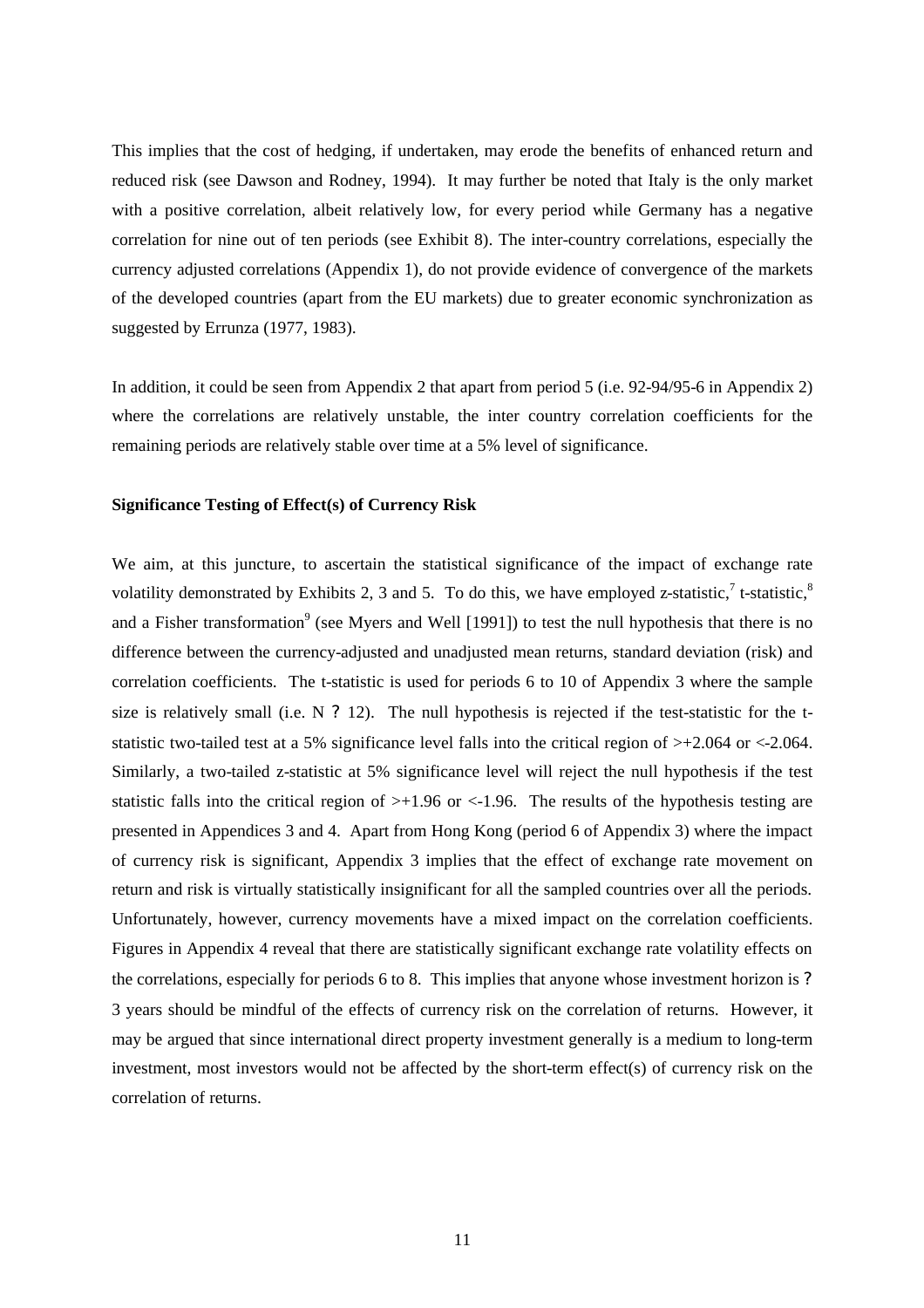This implies that the cost of hedging, if undertaken, may erode the benefits of enhanced return and reduced risk (see Dawson and Rodney, 1994). It may further be noted that Italy is the only market with a positive correlation, albeit relatively low, for every period while Germany has a negative correlation for nine out of ten periods (see Exhibit 8). The inter-country correlations, especially the currency adjusted correlations (Appendix 1), do not provide evidence of convergence of the markets of the developed countries (apart from the EU markets) due to greater economic synchronization as suggested by Errunza (1977, 1983).

In addition, it could be seen from Appendix 2 that apart from period 5 (i.e. 92-94/95-6 in Appendix 2) where the correlations are relatively unstable, the inter country correlation coefficients for the remaining periods are relatively stable over time at a 5% level of significance.

**Significance Testing of Effect(s) of Currency Risk**

We aim, at this juncture, to ascertain the statistical significance of the impact of exchange rate volatility demonstrated by Exhibits 2, 3 and 5. To do this, we have employed z-statistic,[7] t-statistic,[8] and a Fisher transformation[9] (see Myers and Well [1991]) to test the null hypothesis that there is no difference between the currency-adjusted and unadjusted mean returns, standard deviation (risk) and correlation coefficients. The t-statistic is used for periods 6 to 10 of Appendix 3 where the sample size is relatively small (i.e. N ? 12). The null hypothesis is rejected if the test-statistic for the t-statistic two-tailed test at a 5% significance level falls into the critical region of >+2.064 or <-2.064. Similarly, a two-tailed z-statistic at 5% significance level will reject the null hypothesis if the test statistic falls into the critical region of >+1.96 or <-1.96. The results of the hypothesis testing are presented in Appendices 3 and 4. Apart from Hong Kong (period 6 of Appendix 3) where the impact of currency risk is significant, Appendix 3 implies that the effect of exchange rate movement on return and risk is virtually statistically insignificant for all the sampled countries over all the periods. Unfortunately, however, currency movements have a mixed impact on the correlation coefficients. Figures in Appendix 4 reveal that there are statistically significant exchange rate volatility effects on the correlations, especially for periods 6 to 8. This implies that anyone whose investment horizon is ? 3 years should be mindful of the effects of currency risk on the correlation of returns. However, it may be argued that since international direct property investment generally is a medium to long-term investment, most investors would not be affected by the short-term effect(s) of currency risk on the correlation of returns.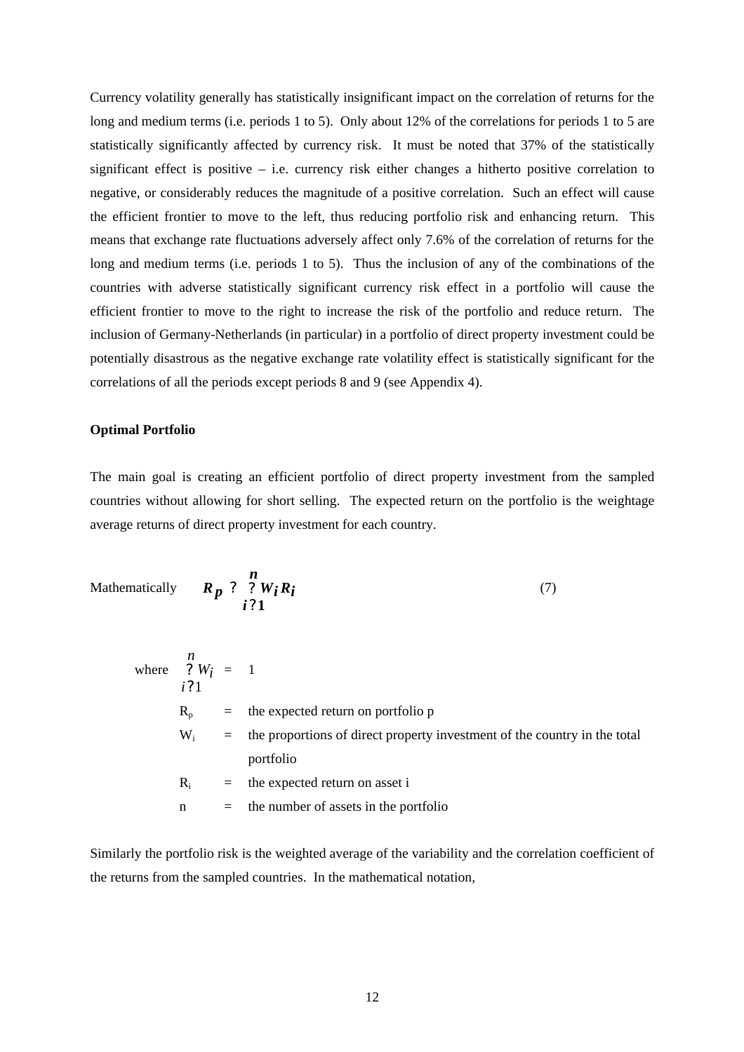Currency volatility generally has statistically insignificant impact on the correlation of returns for the long and medium terms (i.e. periods 1 to 5). Only about 12% of the correlations for periods 1 to 5 are statistically significantly affected by currency risk. It must be noted that 37% of the statistically significant effect is positive – i.e. currency risk either changes a hitherto positive correlation to negative, or considerably reduces the magnitude of a positive correlation. Such an effect will cause the efficient frontier to move to the left, thus reducing portfolio risk and enhancing return. This means that exchange rate fluctuations adversely affect only 7.6% of the correlation of returns for the long and medium terms (i.e. periods 1 to 5). Thus the inclusion of any of the combinations of the countries with adverse statistically significant currency risk effect in a portfolio will cause the efficient frontier to move to the right to increase the risk of the portfolio and reduce return. The inclusion of Germany-Netherlands (in particular) in a portfolio of direct property investment could be potentially disastrous as the negative exchange rate volatility effect is statistically significant for the correlations of all the periods except periods 8 and 9 (see Appendix 4).

**Optimal Portfolio**

The main goal is creating an efficient portfolio of direct property investment from the sampled countries without allowing for short selling. The expected return on the portfolio is the weightage average returns of direct property investment for each country.

Mathematically
$$R_p = \sum_{i=1}^{n} W_i R_i \qquad (7)$$

where $\sum_{i=1}^{n} W_i = 1$

$R_p$ = the expected return on portfolio p

$W_i$ = the proportions of direct property investment of the country in the total portfolio

$R_i$ = the expected return on asset i

n = the number of assets in the portfolio

Similarly the portfolio risk is the weighted average of the variability and the correlation coefficient of the returns from the sampled countries. In the mathematical notation,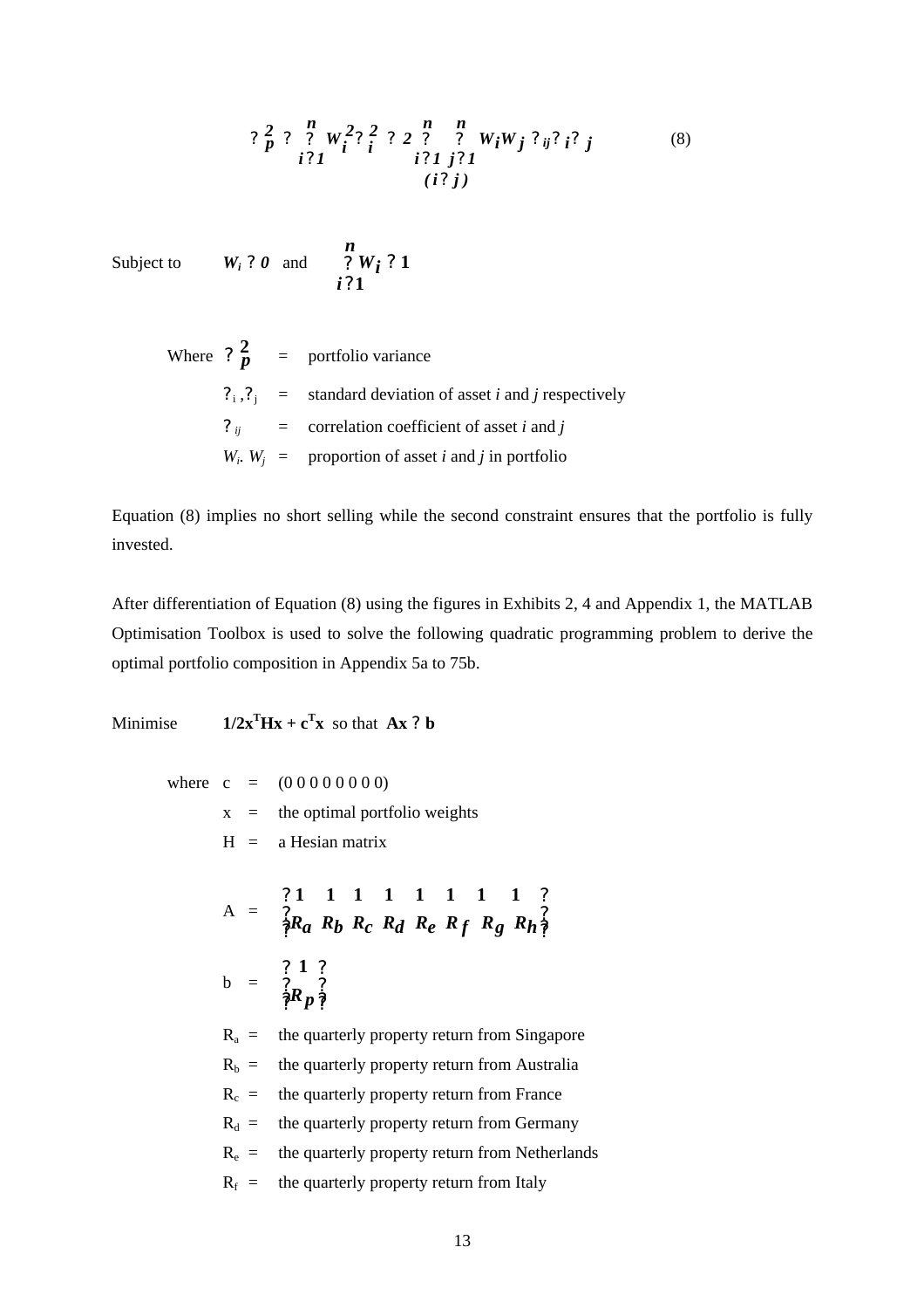$$\sigma_p^2 = \sum_{i=1}^{n} W_i^2 \sigma_i^2 + 2 \sum_{\substack{i=1 \\ (i \neq j)}}^{n} \sum_{j=1}^{n} W_i W_j \rho_{ij} \sigma_i \sigma_j \qquad (8)$$

Subject to $\quad W_i \geq 0 \quad$ and $\quad \sum_{i=1}^{n} W_i = 1$

Where $\sigma_p^2$ = portfolio variance

$\sigma_i, \sigma_j$ = standard deviation of asset *i* and *j* respectively

$\rho_{ij}$ = correlation coefficient of asset *i* and *j*

$W_i$. $W_j$ = proportion of asset *i* and *j* in portfolio

Equation (8) implies no short selling while the second constraint ensures that the portfolio is fully invested.

After differentiation of Equation (8) using the figures in Exhibits 2, 4 and Appendix 1, the MATLAB Optimisation Toolbox is used to solve the following quadratic programming problem to derive the optimal portfolio composition in Appendix 5a to 75b.

Minimise $\quad \mathbf{1/2x^THx + c^Tx}$ so that $\mathbf{Ax \leq b}$

where c = (0 0 0 0 0 0 0 0)

x = the optimal portfolio weights

H = a Hesian matrix

$$A = \begin{bmatrix} 1 & 1 & 1 & 1 & 1 & 1 & 1 & 1 \\ R_a & R_b & R_c & R_d & R_e & R_f & R_g & R_h \end{bmatrix}$$

$$b = \begin{bmatrix} 1 \\ R_p \end{bmatrix}$$

$R_a$ = the quarterly property return from Singapore

$R_b$ = the quarterly property return from Australia

$R_c$ = the quarterly property return from France

$R_d$ = the quarterly property return from Germany

$R_e$ = the quarterly property return from Netherlands

$R_f$ = the quarterly property return from Italy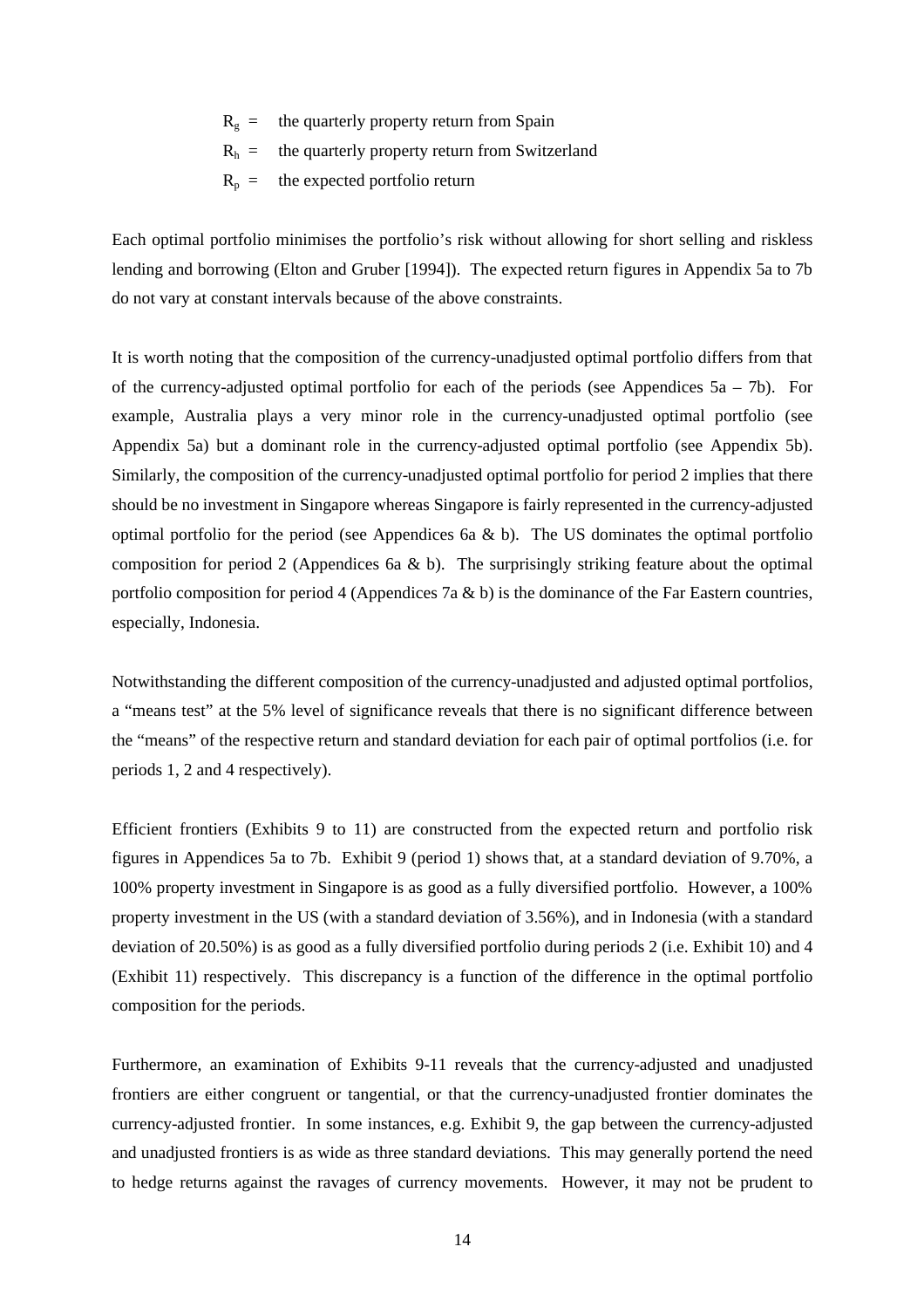$R_g$ = the quarterly property return from Spain

$R_h$ = the quarterly property return from Switzerland

$R_p$ = the expected portfolio return

Each optimal portfolio minimises the portfolio's risk without allowing for short selling and riskless lending and borrowing (Elton and Gruber [1994]). The expected return figures in Appendix 5a to 7b do not vary at constant intervals because of the above constraints.

It is worth noting that the composition of the currency-unadjusted optimal portfolio differs from that of the currency-adjusted optimal portfolio for each of the periods (see Appendices 5a – 7b). For example, Australia plays a very minor role in the currency-unadjusted optimal portfolio (see Appendix 5a) but a dominant role in the currency-adjusted optimal portfolio (see Appendix 5b). Similarly, the composition of the currency-unadjusted optimal portfolio for period 2 implies that there should be no investment in Singapore whereas Singapore is fairly represented in the currency-adjusted optimal portfolio for the period (see Appendices 6a & b). The US dominates the optimal portfolio composition for period 2 (Appendices 6a & b). The surprisingly striking feature about the optimal portfolio composition for period 4 (Appendices 7a & b) is the dominance of the Far Eastern countries, especially, Indonesia.

Notwithstanding the different composition of the currency-unadjusted and adjusted optimal portfolios, a "means test" at the 5% level of significance reveals that there is no significant difference between the "means" of the respective return and standard deviation for each pair of optimal portfolios (i.e. for periods 1, 2 and 4 respectively).

Efficient frontiers (Exhibits 9 to 11) are constructed from the expected return and portfolio risk figures in Appendices 5a to 7b. Exhibit 9 (period 1) shows that, at a standard deviation of 9.70%, a 100% property investment in Singapore is as good as a fully diversified portfolio. However, a 100% property investment in the US (with a standard deviation of 3.56%), and in Indonesia (with a standard deviation of 20.50%) is as good as a fully diversified portfolio during periods 2 (i.e. Exhibit 10) and 4 (Exhibit 11) respectively. This discrepancy is a function of the difference in the optimal portfolio composition for the periods.

Furthermore, an examination of Exhibits 9-11 reveals that the currency-adjusted and unadjusted frontiers are either congruent or tangential, or that the currency-unadjusted frontier dominates the currency-adjusted frontier. In some instances, e.g. Exhibit 9, the gap between the currency-adjusted and unadjusted frontiers is as wide as three standard deviations. This may generally portend the need to hedge returns against the ravages of currency movements. However, it may not be prudent to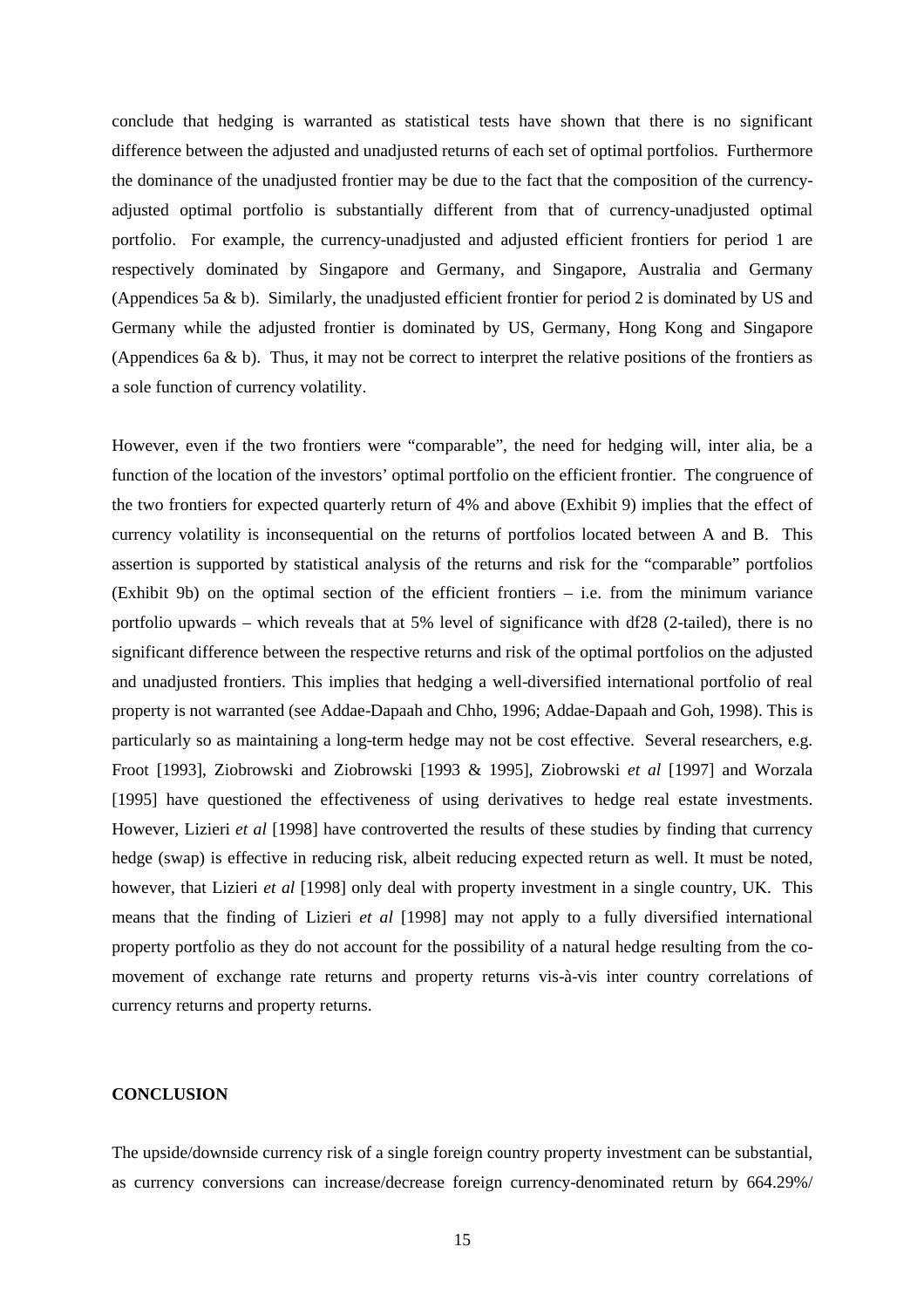conclude that hedging is warranted as statistical tests have shown that there is no significant difference between the adjusted and unadjusted returns of each set of optimal portfolios. Furthermore the dominance of the unadjusted frontier may be due to the fact that the composition of the currency-adjusted optimal portfolio is substantially different from that of currency-unadjusted optimal portfolio. For example, the currency-unadjusted and adjusted efficient frontiers for period 1 are respectively dominated by Singapore and Germany, and Singapore, Australia and Germany (Appendices 5a & b). Similarly, the unadjusted efficient frontier for period 2 is dominated by US and Germany while the adjusted frontier is dominated by US, Germany, Hong Kong and Singapore (Appendices 6a & b). Thus, it may not be correct to interpret the relative positions of the frontiers as a sole function of currency volatility.

However, even if the two frontiers were "comparable", the need for hedging will, inter alia, be a function of the location of the investors' optimal portfolio on the efficient frontier. The congruence of the two frontiers for expected quarterly return of 4% and above (Exhibit 9) implies that the effect of currency volatility is inconsequential on the returns of portfolios located between A and B. This assertion is supported by statistical analysis of the returns and risk for the "comparable" portfolios (Exhibit 9b) on the optimal section of the efficient frontiers – i.e. from the minimum variance portfolio upwards – which reveals that at 5% level of significance with df28 (2-tailed), there is no significant difference between the respective returns and risk of the optimal portfolios on the adjusted and unadjusted frontiers. This implies that hedging a well-diversified international portfolio of real property is not warranted (see Addae-Dapaah and Chho, 1996; Addae-Dapaah and Goh, 1998). This is particularly so as maintaining a long-term hedge may not be cost effective. Several researchers, e.g. Froot [1993], Ziobrowski and Ziobrowski [1993 & 1995], Ziobrowski *et al* [1997] and Worzala [1995] have questioned the effectiveness of using derivatives to hedge real estate investments. However, Lizieri *et al* [1998] have controverted the results of these studies by finding that currency hedge (swap) is effective in reducing risk, albeit reducing expected return as well. It must be noted, however, that Lizieri *et al* [1998] only deal with property investment in a single country, UK. This means that the finding of Lizieri *et al* [1998] may not apply to a fully diversified international property portfolio as they do not account for the possibility of a natural hedge resulting from the co-movement of exchange rate returns and property returns vis-à-vis inter country correlations of currency returns and property returns.

## CONCLUSION

The upside/downside currency risk of a single foreign country property investment can be substantial, as currency conversions can increase/decrease foreign currency-denominated return by 664.29%/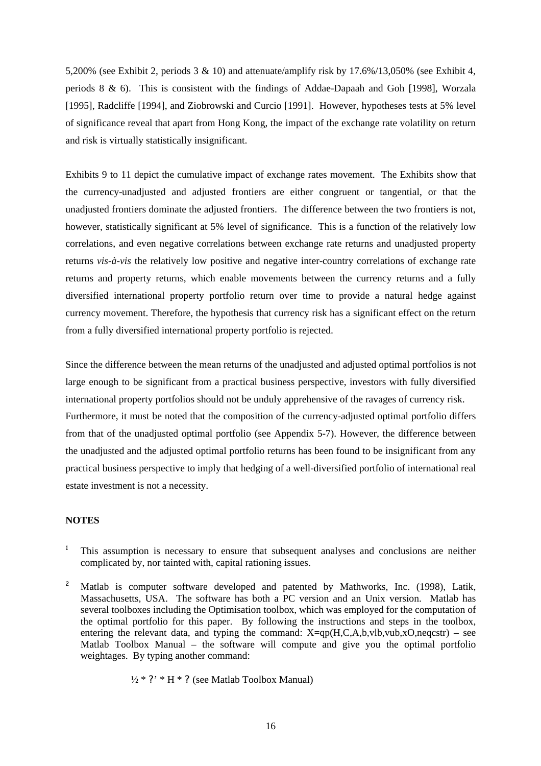5,200% (see Exhibit 2, periods 3 & 10) and attenuate/amplify risk by 17.6%/13,050% (see Exhibit 4, periods 8 & 6). This is consistent with the findings of Addae-Dapaah and Goh [1998], Worzala [1995], Radcliffe [1994], and Ziobrowski and Curcio [1991]. However, hypotheses tests at 5% level of significance reveal that apart from Hong Kong, the impact of the exchange rate volatility on return and risk is virtually statistically insignificant.

Exhibits 9 to 11 depict the cumulative impact of exchange rates movement. The Exhibits show that the currency-unadjusted and adjusted frontiers are either congruent or tangential, or that the unadjusted frontiers dominate the adjusted frontiers. The difference between the two frontiers is not, however, statistically significant at 5% level of significance. This is a function of the relatively low correlations, and even negative correlations between exchange rate returns and unadjusted property returns *vis-à-vis* the relatively low positive and negative inter-country correlations of exchange rate returns and property returns, which enable movements between the currency returns and a fully diversified international property portfolio return over time to provide a natural hedge against currency movement. Therefore, the hypothesis that currency risk has a significant effect on the return from a fully diversified international property portfolio is rejected.

Since the difference between the mean returns of the unadjusted and adjusted optimal portfolios is not large enough to be significant from a practical business perspective, investors with fully diversified international property portfolios should not be unduly apprehensive of the ravages of currency risk. Furthermore, it must be noted that the composition of the currency-adjusted optimal portfolio differs from that of the unadjusted optimal portfolio (see Appendix 5-7). However, the difference between the unadjusted and the adjusted optimal portfolio returns has been found to be insignificant from any practical business perspective to imply that hedging of a well-diversified portfolio of international real estate investment is not a necessity.

**NOTES**

[1] This assumption is necessary to ensure that subsequent analyses and conclusions are neither complicated by, nor tainted with, capital rationing issues.

[2] Matlab is computer software developed and patented by Mathworks, Inc. (1998), Latik, Massachusetts, USA. The software has both a PC version and an Unix version. Matlab has several toolboxes including the Optimisation toolbox, which was employed for the computation of the optimal portfolio for this paper. By following the instructions and steps in the toolbox, entering the relevant data, and typing the command: X=qp(H,C,A,b,vlb,vub,xO,neqcstr) – see Matlab Toolbox Manual – the software will compute and give you the optimal portfolio weightages. By typing another command:

½ * ?' * H * ? (see Matlab Toolbox Manual)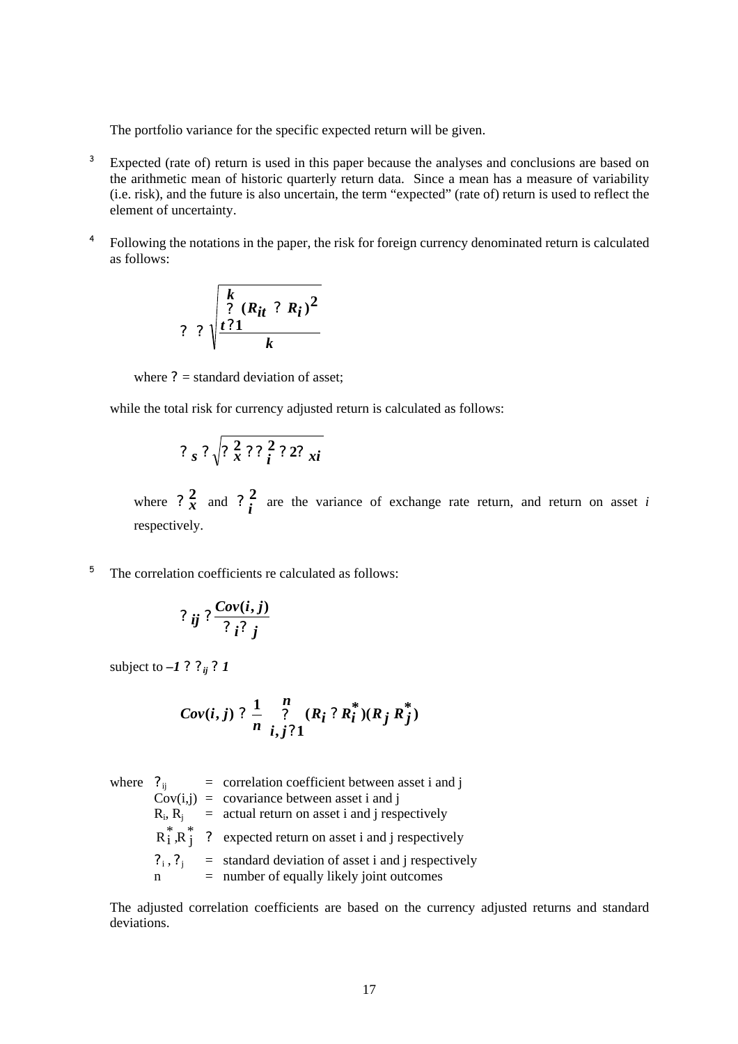The portfolio variance for the specific expected return will be given.

[3] Expected (rate of) return is used in this paper because the analyses and conclusions are based on the arithmetic mean of historic quarterly return data. Since a mean has a measure of variability (i.e. risk), and the future is also uncertain, the term "expected" (rate of) return is used to reflect the element of uncertainty.

[4] Following the notations in the paper, the risk for foreign currency denominated return is calculated as follows:

$$\sigma = \sqrt{\frac{\sum_{t=1}^{k} (R_{it} - \bar{R}_i)^2}{k}}$$

where $\sigma$ = standard deviation of asset;

while the total risk for currency adjusted return is calculated as follows:

$$\sigma_s = \sqrt{\sigma_x^2 + \sigma_i^2 + 2\sigma_{xi}}$$

where $\sigma_x^2$ and $\sigma_i^2$ are the variance of exchange rate return, and return on asset *i* respectively.

[5] The correlation coefficients re calculated as follows:

$$\rho_{ij} = \frac{Cov(i,j)}{\sigma_i \sigma_j}$$

subject to $-1 \leq \rho_{ij} \leq 1$

$$Cov(i,j) = \frac{1}{n} \sum_{i,j=1}^{n} (R_i - R_i^*)(R_j R_j^*)$$

where $\rho_{ij}$ = correlation coefficient between asset i and j
$Cov(i,j)$ = covariance between asset i and j
$R_i$, $R_j$ = actual return on asset i and j respectively
$R_i^*$, $R_j^*$ = expected return on asset i and j respectively
$\sigma_i$, $\sigma_j$ = standard deviation of asset i and j respectively
n = number of equally likely joint outcomes

The adjusted correlation coefficients are based on the currency adjusted returns and standard deviations.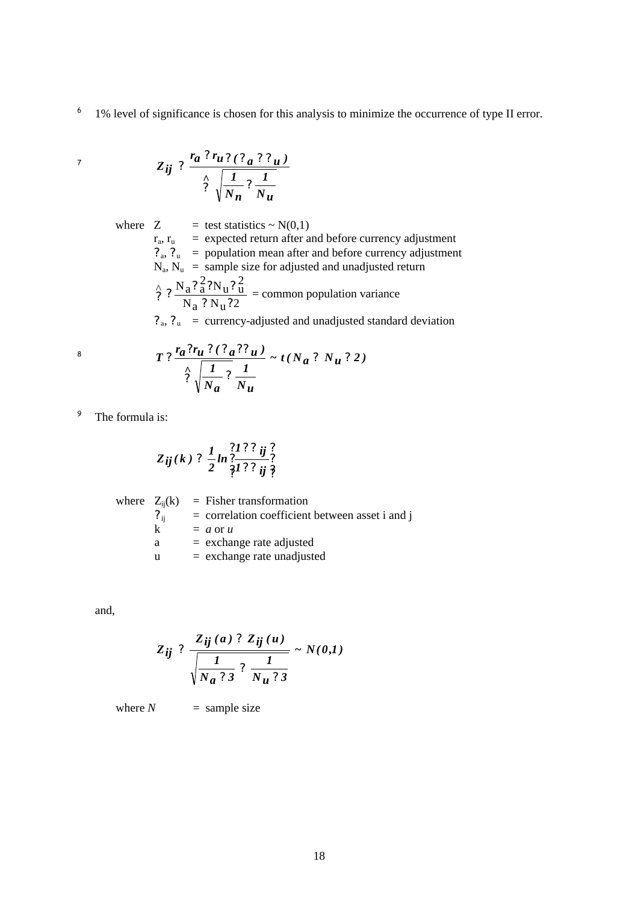6 1% level of significance is chosen for this analysis to minimize the occurrence of type II error.

7

$$Z_{ij} = \frac{r_a - r_u - (\mu_a - \mu_u)}{\hat{\sigma}\sqrt{\frac{1}{N_n} + \frac{1}{N_u}}}$$

where
- Z = test statistics ~ N(0,1)
- $r_a$, $r_u$ = expected return after and before currency adjustment
- $\mu_a$, $\mu_u$ = population mean after and before currency adjustment
- $N_a$, $N_u$ = sample size for adjusted and unadjusted return
- $\hat{\sigma} = \frac{N_a \sigma_a^2 + N_u \sigma_u^2}{N_a + N_u - 2}$ = common population variance
- $\sigma_a$, $\sigma_u$ = currency-adjusted and unadjusted standard deviation

8

$$T = \frac{r_a - r_u - (\mu_a - \mu_u)}{\hat{\sigma}\sqrt{\frac{1}{N_a} + \frac{1}{N_u}}} \sim t(N_a + N_u - 2)$$

9 The formula is:

$$Z_{ij}(k) = \frac{1}{2}\ln\left(\frac{1+\rho_{ij}}{1-\rho_{ij}}\right)$$

where
- $Z_{ij}(k)$ = Fisher transformation
- $\rho_{ij}$ = correlation coefficient between asset i and j
- k = *a* or *u*
- a = exchange rate adjusted
- u = exchange rate unadjusted

and,

$$Z_{ij} = \frac{Z_{ij}(a) - Z_{ij}(u)}{\sqrt{\frac{1}{N_a - 3} + \frac{1}{N_u - 3}}} \sim N(0,1)$$

where *N* = sample size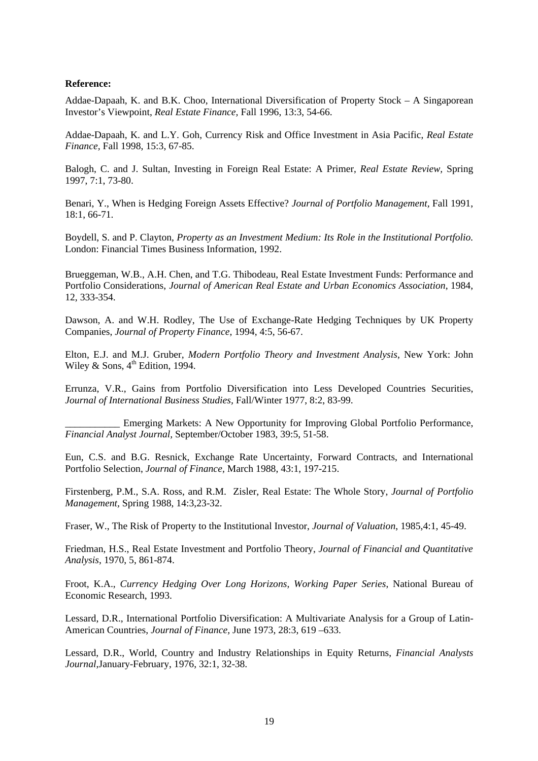**Reference:**

Addae-Dapaah, K. and B.K. Choo, International Diversification of Property Stock – A Singaporean Investor's Viewpoint, *Real Estate Finance,* Fall 1996, 13:3, 54-66.

Addae-Dapaah, K. and L.Y. Goh, Currency Risk and Office Investment in Asia Pacific, *Real Estate Finance,* Fall 1998, 15:3, 67-85.

Balogh, C. and J. Sultan, Investing in Foreign Real Estate: A Primer, *Real Estate Review,* Spring 1997, 7:1, 73-80.

Benari, Y., When is Hedging Foreign Assets Effective? *Journal of Portfolio Management,* Fall 1991, 18:1, 66-71.

Boydell, S. and P. Clayton, *Property as an Investment Medium: Its Role in the Institutional Portfolio.* London: Financial Times Business Information, 1992.

Brueggeman, W.B., A.H. Chen, and T.G. Thibodeau, Real Estate Investment Funds: Performance and Portfolio Considerations, *Journal of American Real Estate and Urban Economics Association*, 1984, 12, 333-354.

Dawson, A. and W.H. Rodley, The Use of Exchange-Rate Hedging Techniques by UK Property Companies, *Journal of Property Finance*, 1994, 4:5, 56-67.

Elton, E.J. and M.J. Gruber, *Modern Portfolio Theory and Investment Analysis*, New York: John Wiley & Sons, 4th Edition, 1994.

Errunza, V.R., Gains from Portfolio Diversification into Less Developed Countries Securities, *Journal of International Business Studies,* Fall/Winter 1977, 8:2, 83-99.

___________ Emerging Markets: A New Opportunity for Improving Global Portfolio Performance, *Financial Analyst Journal,* September/October 1983, 39:5, 51-58.

Eun, C.S. and B.G. Resnick, Exchange Rate Uncertainty, Forward Contracts, and International Portfolio Selection, *Journal of Finance,* March 1988, 43:1, 197-215.

Firstenberg, P.M., S.A. Ross, and R.M. Zisler, Real Estate: The Whole Story, *Journal of Portfolio Management,* Spring 1988, 14:3,23-32.

Fraser, W., The Risk of Property to the Institutional Investor, *Journal of Valuation*, 1985,4:1, 45-49.

Friedman, H.S., Real Estate Investment and Portfolio Theory, *Journal of Financial and Quantitative Analysis*, 1970, 5, 861-874.

Froot, K.A., *Currency Hedging Over Long Horizons, Working Paper Series*, National Bureau of Economic Research, 1993.

Lessard, D.R., International Portfolio Diversification: A Multivariate Analysis for a Group of Latin-American Countries, *Journal of Finance,* June 1973, 28:3, 619 –633.

Lessard, D.R., World, Country and Industry Relationships in Equity Returns, *Financial Analysts Journal*,January-February, 1976, 32:1, 32-38.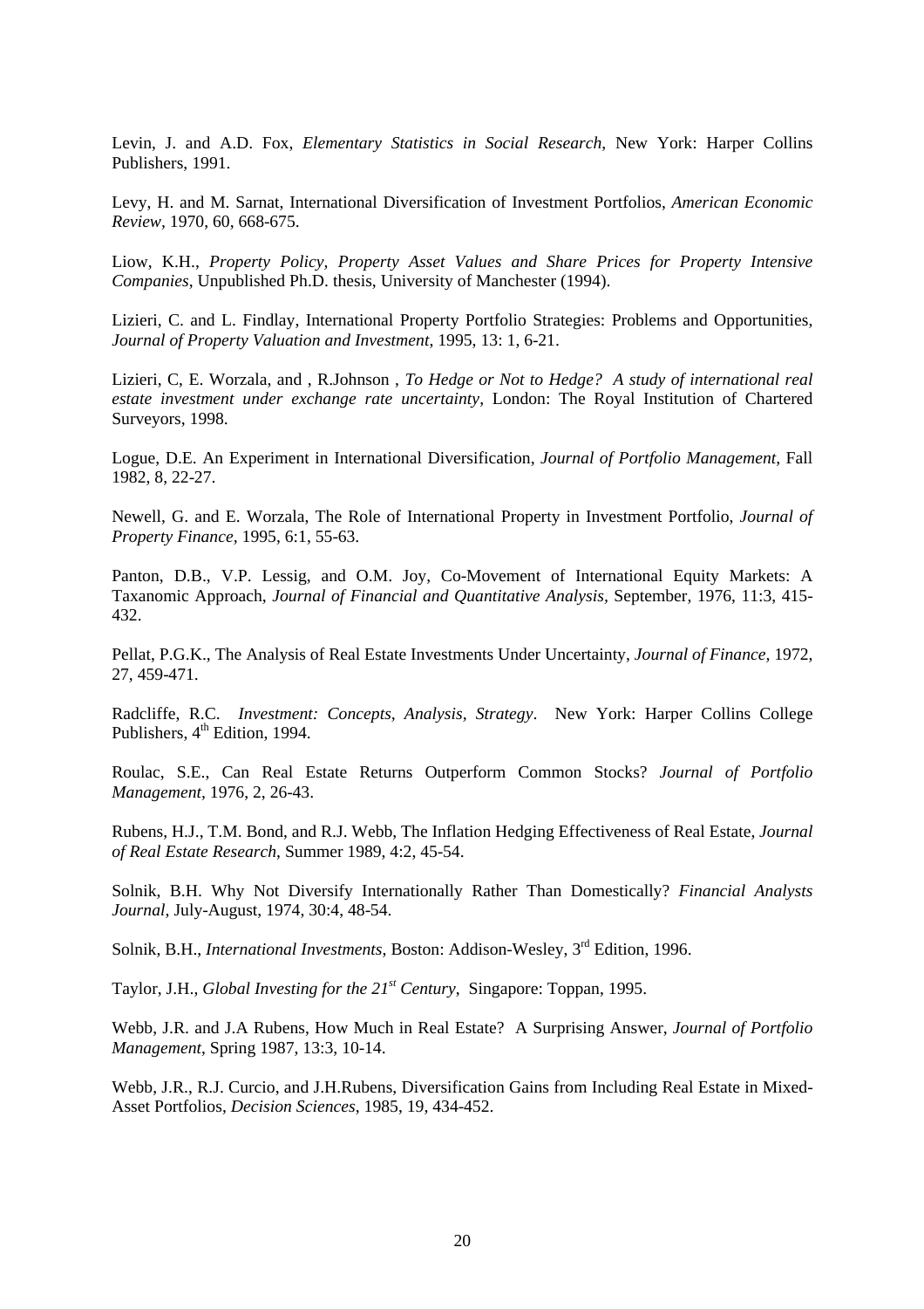Levin, J. and A.D. Fox, *Elementary Statistics in Social Research*, New York: Harper Collins Publishers, 1991.

Levy, H. and M. Sarnat, International Diversification of Investment Portfolios, *American Economic Review*, 1970, 60, 668-675.

Liow, K.H., *Property Policy, Property Asset Values and Share Prices for Property Intensive Companies*, Unpublished Ph.D. thesis, University of Manchester (1994).

Lizieri, C. and L. Findlay, International Property Portfolio Strategies: Problems and Opportunities, *Journal of Property Valuation and Investment*, 1995, 13: 1, 6-21.

Lizieri, C, E. Worzala, and , R.Johnson , *To Hedge or Not to Hedge? A study of international real estate investment under exchange rate uncertainty*, London: The Royal Institution of Chartered Surveyors, 1998.

Logue, D.E. An Experiment in International Diversification, *Journal of Portfolio Management*, Fall 1982, 8, 22-27.

Newell, G. and E. Worzala, The Role of International Property in Investment Portfolio, *Journal of Property Finance*, 1995, 6:1, 55-63.

Panton, D.B., V.P. Lessig, and O.M. Joy, Co-Movement of International Equity Markets: A Taxanomic Approach, *Journal of Financial and Quantitative Analysis*, September, 1976, 11:3, 415-432.

Pellat, P.G.K., The Analysis of Real Estate Investments Under Uncertainty, *Journal of Finance*, 1972, 27, 459-471.

Radcliffe, R.C. *Investment: Concepts, Analysis, Strategy*. New York: Harper Collins College Publishers, 4th Edition, 1994.

Roulac, S.E., Can Real Estate Returns Outperform Common Stocks? *Journal of Portfolio Management*, 1976, 2, 26-43.

Rubens, H.J., T.M. Bond, and R.J. Webb, The Inflation Hedging Effectiveness of Real Estate, *Journal of Real Estate Research*, Summer 1989, 4:2, 45-54.

Solnik, B.H. Why Not Diversify Internationally Rather Than Domestically? *Financial Analysts Journal*, July-August, 1974, 30:4, 48-54.

Solnik, B.H., *International Investments*, Boston: Addison-Wesley, 3rd Edition, 1996.

Taylor, J.H., *Global Investing for the 21st Century*, Singapore: Toppan, 1995.

Webb, J.R. and J.A Rubens, How Much in Real Estate? A Surprising Answer, *Journal of Portfolio Management*, Spring 1987, 13:3, 10-14.

Webb, J.R., R.J. Curcio, and J.H.Rubens, Diversification Gains from Including Real Estate in Mixed-Asset Portfolios, *Decision Sciences*, 1985, 19, 434-452.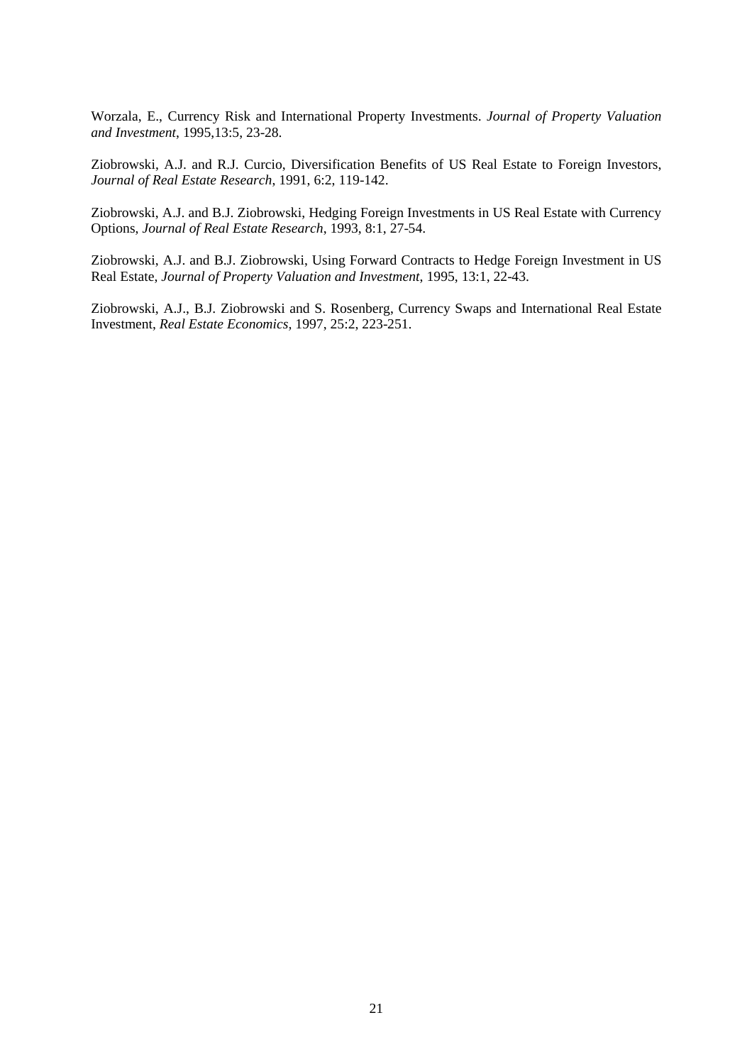Worzala, E., Currency Risk and International Property Investments. *Journal of Property Valuation and Investment*, 1995,13:5, 23-28.

Ziobrowski, A.J. and R.J. Curcio, Diversification Benefits of US Real Estate to Foreign Investors, *Journal of Real Estate Research*, 1991, 6:2, 119-142.

Ziobrowski, A.J. and B.J. Ziobrowski, Hedging Foreign Investments in US Real Estate with Currency Options, *Journal of Real Estate Research*, 1993, 8:1, 27-54.

Ziobrowski, A.J. and B.J. Ziobrowski, Using Forward Contracts to Hedge Foreign Investment in US Real Estate, *Journal of Property Valuation and Investment*, 1995, 13:1, 22-43.

Ziobrowski, A.J., B.J. Ziobrowski and S. Rosenberg, Currency Swaps and International Real Estate Investment, *Real Estate Economics*, 1997, 25:2, 223-251.